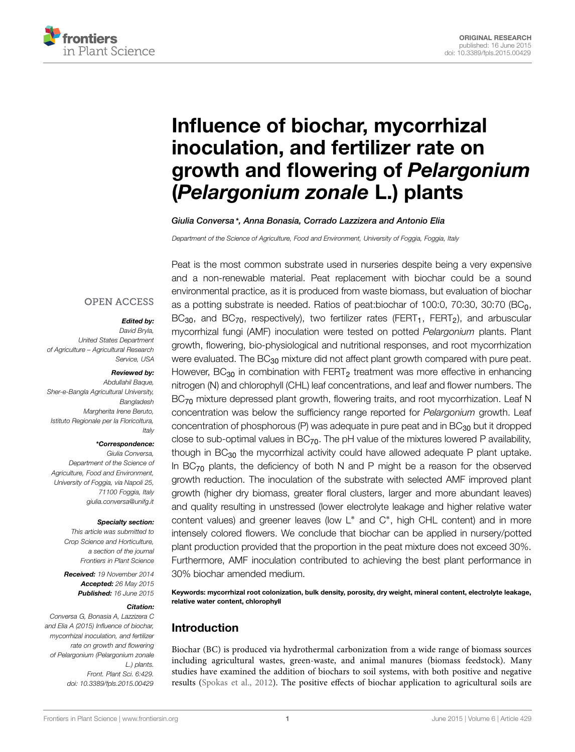ORIGINAL RESEARCH
published: 16 June 2015
doi: 10.3389/fpls.2015.00429

# Influence of biochar, mycorrhizal inoculation, and fertilizer rate on growth and flowering of *Pelargonium* (*Pelargonium zonale* L.) plants

*Giulia Conversa\*, Anna Bonasia, Corrado Lazzizera and Antonio Elia*

*Department of the Science of Agriculture, Food and Environment, University of Foggia, Foggia, Italy*

OPEN ACCESS

***Edited by:***
*David Bryla, United States Department of Agriculture – Agricultural Research Service, USA*

***Reviewed by:***
*Abdullahil Baque, Sher-e-Bangla Agricultural University, Bangladesh*
*Margherita Irene Beruto, Istituto Regionale per la Floricoltura, Italy*

***\*Correspondence:***
*Giulia Conversa, Department of the Science of Agriculture, Food and Environment, University of Foggia, via Napoli 25, 71100 Foggia, Italy*
*giulia.conversa@unifg.it*

***Specialty section:***
*This article was submitted to Crop Science and Horticulture, a section of the journal Frontiers in Plant Science*

***Received:*** *19 November 2014*
***Accepted:*** *26 May 2015*
***Published:*** *16 June 2015*

***Citation:***
*Conversa G, Bonasia A, Lazzizera C and Elia A (2015) Influence of biochar, mycorrhizal inoculation, and fertilizer rate on growth and flowering of Pelargonium (Pelargonium zonale L.) plants. Front. Plant Sci. 6:429. doi: 10.3389/fpls.2015.00429*

Peat is the most common substrate used in nurseries despite being a very expensive and a non-renewable material. Peat replacement with biochar could be a sound environmental practice, as it is produced from waste biomass, but evaluation of biochar as a potting substrate is needed. Ratios of peat:biochar of 100:0, 70:30, 30:70 ($BC_0$, $BC_{30}$, and $BC_{70}$, respectively), two fertilizer rates ($FERT_1$, $FERT_2$), and arbuscular mycorrhizal fungi (AMF) inoculation were tested on potted *Pelargonium* plants. Plant growth, flowering, bio-physiological and nutritional responses, and root mycorrhization were evaluated. The $BC_{30}$ mixture did not affect plant growth compared with pure peat. However, $BC_{30}$ in combination with $FERT_2$ treatment was more effective in enhancing nitrogen (N) and chlorophyll (CHL) leaf concentrations, and leaf and flower numbers. The $BC_{70}$ mixture depressed plant growth, flowering traits, and root mycorrhization. Leaf N concentration was below the sufficiency range reported for *Pelargonium* growth. Leaf concentration of phosphorous (P) was adequate in pure peat and in $BC_{30}$ but it dropped close to sub-optimal values in $BC_{70}$. The pH value of the mixtures lowered P availability, though in $BC_{30}$ the mycorrhizal activity could have allowed adequate P plant uptake. In $BC_{70}$ plants, the deficiency of both N and P might be a reason for the observed growth reduction. The inoculation of the substrate with selected AMF improved plant growth (higher dry biomass, greater floral clusters, larger and more abundant leaves) and quality resulting in unstressed (lower electrolyte leakage and higher relative water content values) and greener leaves (low $L^*$ and $C^*$, high CHL content) and in more intensely colored flowers. We conclude that biochar can be applied in nursery/potted plant production provided that the proportion in the peat mixture does not exceed 30%. Furthermore, AMF inoculation contributed to achieving the best plant performance in 30% biochar amended medium.

**Keywords: mycorrhizal root colonization, bulk density, porosity, dry weight, mineral content, electrolyte leakage, relative water content, chlorophyll**

## Introduction

Biochar (BC) is produced via hydrothermal carbonization from a wide range of biomass sources including agricultural wastes, green-waste, and animal manures (biomass feedstock). Many studies have examined the addition of biochars to soil systems, with both positive and negative results (Spokas et al., 2012). The positive effects of biochar application to agricultural soils are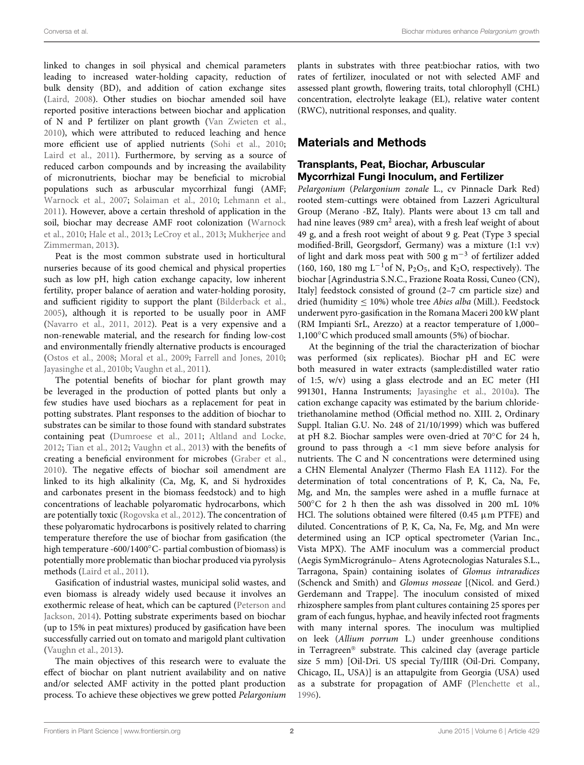linked to changes in soil physical and chemical parameters leading to increased water-holding capacity, reduction of bulk density (BD), and addition of cation exchange sites (Laird, 2008). Other studies on biochar amended soil have reported positive interactions between biochar and application of N and P fertilizer on plant growth (Van Zwieten et al., 2010), which were attributed to reduced leaching and hence more efficient use of applied nutrients (Sohi et al., 2010; Laird et al., 2011). Furthermore, by serving as a source of reduced carbon compounds and by increasing the availability of micronutrients, biochar may be beneficial to microbial populations such as arbuscular mycorrhizal fungi (AMF; Warnock et al., 2007; Solaiman et al., 2010; Lehmann et al., 2011). However, above a certain threshold of application in the soil, biochar may decrease AMF root colonization (Warnock et al., 2010; Hale et al., 2013; LeCroy et al., 2013; Mukherjee and Zimmerman, 2013).

Peat is the most common substrate used in horticultural nurseries because of its good chemical and physical properties such as low pH, high cation exchange capacity, low inherent fertility, proper balance of aeration and water-holding porosity, and sufficient rigidity to support the plant (Bilderback et al., 2005), although it is reported to be usually poor in AMF (Navarro et al., 2011, 2012). Peat is a very expensive and a non-renewable material, and the research for finding low-cost and environmentally friendly alternative products is encouraged (Ostos et al., 2008; Moral et al., 2009; Farrell and Jones, 2010; Jayasinghe et al., 2010b; Vaughn et al., 2011).

The potential benefits of biochar for plant growth may be leveraged in the production of potted plants but only a few studies have used biochars as a replacement for peat in potting substrates. Plant responses to the addition of biochar to substrates can be similar to those found with standard substrates containing peat (Dumroese et al., 2011; Altland and Locke, 2012; Tian et al., 2012; Vaughn et al., 2013) with the benefits of creating a beneficial environment for microbes (Graber et al., 2010). The negative effects of biochar soil amendment are linked to its high alkalinity (Ca, Mg, K, and Si hydroxides and carbonates present in the biomass feedstock) and to high concentrations of leachable polyaromatic hydrocarbons, which are potentially toxic (Rogovska et al., 2012). The concentration of these polyaromatic hydrocarbons is positively related to charring temperature therefore the use of biochar from gasification (the high temperature -600/1400°C- partial combustion of biomass) is potentially more problematic than biochar produced via pyrolysis methods (Laird et al., 2011).

Gasification of industrial wastes, municipal solid wastes, and even biomass is already widely used because it involves an exothermic release of heat, which can be captured (Peterson and Jackson, 2014). Potting substrate experiments based on biochar (up to 15% in peat mixtures) produced by gasification have been successfully carried out on tomato and marigold plant cultivation (Vaughn et al., 2013).

The main objectives of this research were to evaluate the effect of biochar on plant nutrient availability and on native and/or selected AMF activity in the potted plant production process. To achieve these objectives we grew potted *Pelargonium* plants in substrates with three peat:biochar ratios, with two rates of fertilizer, inoculated or not with selected AMF and assessed plant growth, flowering traits, total chlorophyll (CHL) concentration, electrolyte leakage (EL), relative water content (RWC), nutritional responses, and quality.

## Materials and Methods

### Transplants, Peat, Biochar, Arbuscular Mycorrhizal Fungi Inoculum, and Fertilizer

*Pelargonium* (*Pelargonium zonale* L., cv Pinnacle Dark Red) rooted stem-cuttings were obtained from Lazzeri Agricultural Group (Merano -BZ, Italy). Plants were about 13 cm tall and had nine leaves (989 $cm^2$ area), with a fresh leaf weight of about 49 g, and a fresh root weight of about 9 g. Peat (Type 3 special modified-Brill, Georgsdorf, Germany) was a mixture (1:1 v:v) of light and dark moss peat with 500 g $m^{-3}$ of fertilizer added (160, 160, 180 mg $L^{-1}$of N, $P_2O_5$, and $K_2O$, respectively). The biochar [Agrindustria S.N.C., Frazione Roata Rossi, Cuneo (CN), Italy] feedstock consisted of ground (2–7 cm particle size) and dried (humidity ≤ 10%) whole tree *Abies alba* (Mill.). Feedstock underwent pyro-gasification in the Romana Maceri 200 kW plant (RM Impianti SrL, Arezzo) at a reactor temperature of 1,000–1,100°C which produced small amounts (5%) of biochar.

At the beginning of the trial the characterization of biochar was performed (six replicates). Biochar pH and EC were both measured in water extracts (sample:distilled water ratio of 1:5, w/v) using a glass electrode and an EC meter (HI 991301, Hanna Instruments; Jayasinghe et al., 2010a). The cation exchange capacity was estimated by the barium chloride-triethanolamine method (Official method no. XIII. 2, Ordinary Suppl. Italian G.U. No. 248 of 21/10/1999) which was buffered at pH 8.2. Biochar samples were oven-dried at 70°C for 24 h, ground to pass through a <1 mm sieve before analysis for nutrients. The C and N concentrations were determined using a CHN Elemental Analyzer (Thermo Flash EA 1112). For the determination of total concentrations of P, K, Ca, Na, Fe, Mg, and Mn, the samples were ashed in a muffle furnace at 500°C for 2 h then the ash was dissolved in 200 mL 10% HCl. The solutions obtained were filtered (0.45 μm PTFE) and diluted. Concentrations of P, K, Ca, Na, Fe, Mg, and Mn were determined using an ICP optical spectrometer (Varian Inc., Vista MPX). The AMF inoculum was a commercial product (Aegis SymMicrogránulo– Atens Agrotecnologias Naturales S.L., Tarragona, Spain) containing isolates of *Glomus intraradices* (Schenck and Smith) and *Glomus mosseae* [(Nicol. and Gerd.) Gerdemann and Trappe]. The inoculum consisted of mixed rhizosphere samples from plant cultures containing 25 spores per gram of each fungus, hyphae, and heavily infected root fragments with many internal spores. The inoculum was multiplied on leek (*Allium porrum* L.) under greenhouse conditions in Terragreen® substrate. This calcined clay (average particle size 5 mm) [Oil-Dri. US special Ty/IIIR (Oil-Dri. Company, Chicago, IL, USA)] is an attapulgite from Georgia (USA) used as a substrate for propagation of AMF (Plenchette et al., 1996).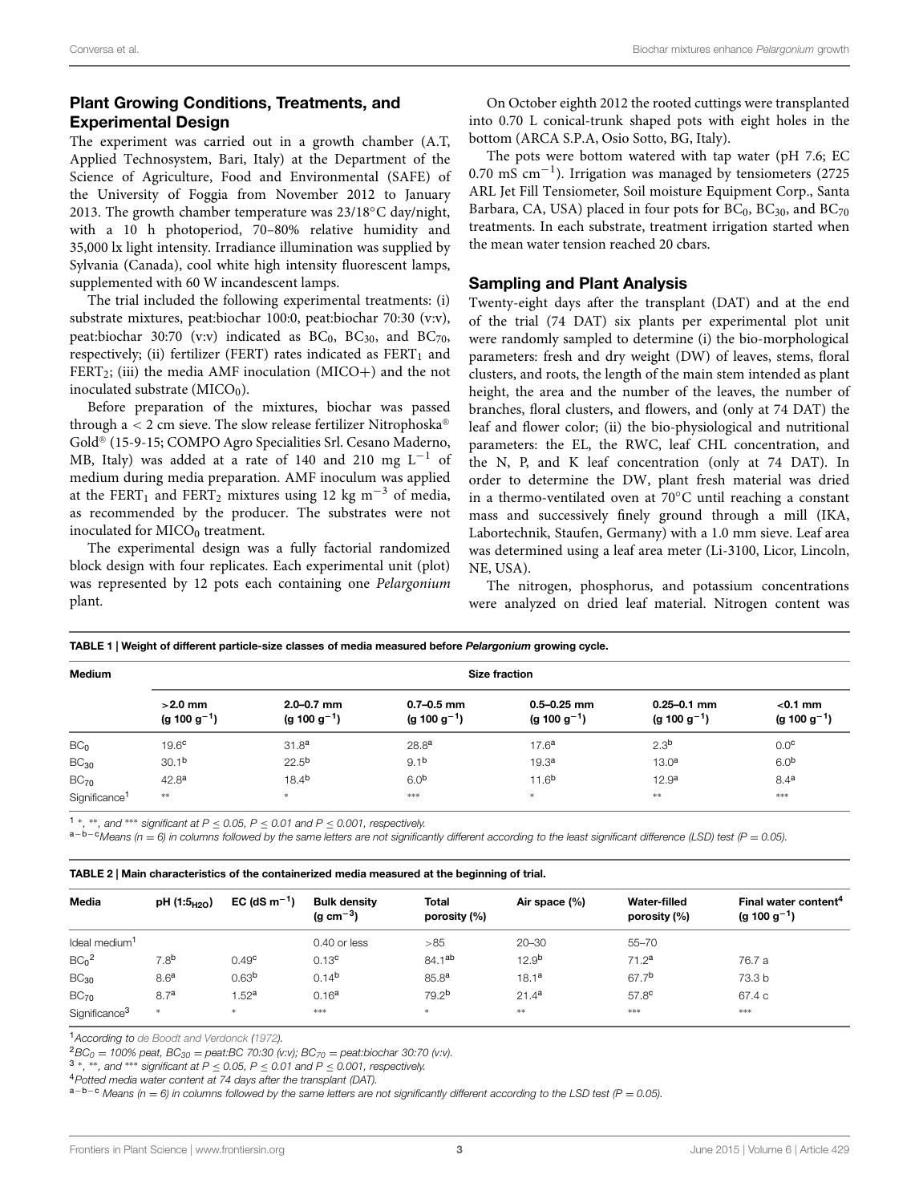## Plant Growing Conditions, Treatments, and Experimental Design

The experiment was carried out in a growth chamber (A.T, Applied Technosystem, Bari, Italy) at the Department of the Science of Agriculture, Food and Environmental (SAFE) of the University of Foggia from November 2012 to January 2013. The growth chamber temperature was 23/18°C day/night, with a 10 h photoperiod, 70–80% relative humidity and 35,000 lx light intensity. Irradiance illumination was supplied by Sylvania (Canada), cool white high intensity fluorescent lamps, supplemented with 60 W incandescent lamps.

The trial included the following experimental treatments: (i) substrate mixtures, peat:biochar 100:0, peat:biochar 70:30 (v:v), peat:biochar 30:70 (v:v) indicated as $BC_0$, $BC_{30}$, and $BC_{70}$, respectively; (ii) fertilizer (FERT) rates indicated as $FERT_1$ and $FERT_2$; (iii) the media AMF inoculation (MICO+) and the not inoculated substrate ($MICO_0$).

Before preparation of the mixtures, biochar was passed through a < 2 cm sieve. The slow release fertilizer Nitrophoska® Gold® (15-9-15; COMPO Agro Specialities Srl. Cesano Maderno, MB, Italy) was added at a rate of 140 and 210 mg $L^{-1}$ of medium during media preparation. AMF inoculum was applied at the $FERT_1$ and $FERT_2$ mixtures using 12 kg $m^{-3}$ of media, as recommended by the producer. The substrates were not inoculated for $MICO_0$ treatment.

The experimental design was a fully factorial randomized block design with four replicates. Each experimental unit (plot) was represented by 12 pots each containing one *Pelargonium* plant.

On October eighth 2012 the rooted cuttings were transplanted into 0.70 L conical-trunk shaped pots with eight holes in the bottom (ARCA S.P.A, Osio Sotto, BG, Italy).

The pots were bottom watered with tap water (pH 7.6; EC 0.70 mS $cm^{-1}$). Irrigation was managed by tensiometers (2725 ARL Jet Fill Tensiometer, Soil moisture Equipment Corp., Santa Barbara, CA, USA) placed in four pots for $BC_0$, $BC_{30}$, and $BC_{70}$ treatments. In each substrate, treatment irrigation started when the mean water tension reached 20 cbars.

## Sampling and Plant Analysis

Twenty-eight days after the transplant (DAT) and at the end of the trial (74 DAT) six plants per experimental plot unit were randomly sampled to determine (i) the bio-morphological parameters: fresh and dry weight (DW) of leaves, stems, floral clusters, and roots, the length of the main stem intended as plant height, the area and the number of the leaves, the number of branches, floral clusters, and flowers, and (only at 74 DAT) the leaf and flower color; (ii) the bio-physiological and nutritional parameters: the EL, the RWC, leaf CHL concentration, and the N, P, and K leaf concentration (only at 74 DAT). In order to determine the DW, plant fresh material was dried in a thermo-ventilated oven at 70°C until reaching a constant mass and successively finely ground through a mill (IKA, Labortechnik, Staufen, Germany) with a 1.0 mm sieve. Leaf area was determined using a leaf area meter (Li-3100, Licor, Lincoln, NE, USA).

The nitrogen, phosphorus, and potassium concentrations were analyzed on dried leaf material. Nitrogen content was

**TABLE 1 | Weight of different particle-size classes of media measured before *Pelargonium* growing cycle.**

| Medium | Size fraction | | | | | |
|---|---|---|---|---|---|---|
| | >2.0 mm (g 100 $g^{-1}$) | 2.0–0.7 mm (g 100 $g^{-1}$) | 0.7–0.5 mm (g 100 $g^{-1}$) | 0.5–0.25 mm (g 100 $g^{-1}$) | 0.25–0.1 mm (g 100 $g^{-1}$) | <0.1 mm (g 100 $g^{-1}$) |
| $BC_0$ | 19.6[c] | 31.8[a] | 28.8[a] | 17.6[a] | 2.3[b] | 0.0[c] |
| $BC_{30}$ | 30.1[b] | 22.5[b] | 9.1[b] | 19.3[a] | 13.0[a] | 6.0[b] |
| $BC_{70}$ | 42.8[a] | 18.4[b] | 6.0[b] | 11.6[b] | 12.9[a] | 8.4[a] |
| Significance[1] | ** | * | *** | * | ** | *** |

[1] *, **, and *** significant at $P \leq 0.05$, $P \leq 0.01$ and $P \leq 0.001$, respectively.
[a–b–c] Means (n = 6) in columns followed by the same letters are not significantly different according to the least significant difference (LSD) test (P = 0.05).

**TABLE 2 | Main characteristics of the containerized media measured at the beginning of trial.**

| Media | pH (1:5$_{H2O}$) | EC (dS $m^{-1}$) | Bulk density (g $cm^{-3}$) | Total porosity (%) | Air space (%) | Water-filled porosity (%) | Final water content[4] (g 100 $g^{-1}$) |
|---|---|---|---|---|---|---|---|
| Ideal medium[1] | | | 0.40 or less | >85 | 20–30 | 55–70 | |
| $BC_0$[2] | 7.8[b] | 0.49[c] | 0.13[c] | 84.1[ab] | 12.9[b] | 71.2[a] | 76.7 a |
| $BC_{30}$ | 8.6[a] | 0.63[b] | 0.14[b] | 85.8[a] | 18.1[a] | 67.7[b] | 73.3 b |
| $BC_{70}$ | 8.7[a] | 1.52[a] | 0.16[a] | 79.2[b] | 21.4[a] | 57.8[c] | 67.4 c |
| Significance[3] | * | * | *** | * | ** | *** | *** |

[1] According to de Boodt and Verdonck (1972).
[2] $BC_0$ = 100% peat, $BC_{30}$ = peat:BC 70:30 (v:v); $BC_{70}$ = peat:biochar 30:70 (v:v).
[3] *, **, and *** significant at $P \leq 0.05$, $P \leq 0.01$ and $P \leq 0.001$, respectively.
[4] Potted media water content at 74 days after the transplant (DAT).
[a–b–c] Means (n = 6) in columns followed by the same letters are not significantly different according to the LSD test (P = 0.05).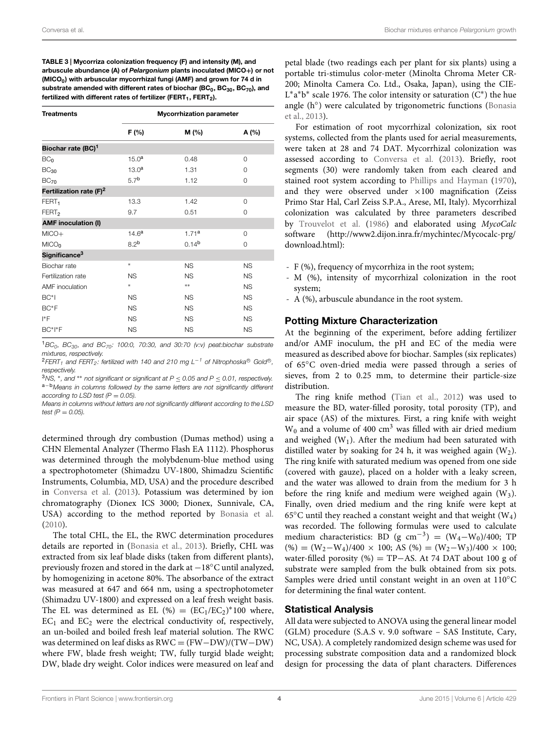**TABLE 3 | Mycorriza colonization frequency (F) and intensity (M), and arbuscule abundance (A) of *Pelargonium* plants inoculated (MICO+) or not ($MICO_0$) with arbuscular mycorrhizal fungi (AMF) and grown for 74 d in substrate amended with different rates of biochar ($BC_0$, $BC_{30}$, $BC_{70}$), and fertilized with different rates of fertilizer ($FERT_1$, $FERT_2$).**

| Treatments | Mycorrhization parameter | | |
|---|---|---|---|
| | F (%) | M (%) | A (%) |
| **Biochar rate (BC)[1]** | | | |
| $BC_0$ | 15.0[a] | 0.48 | 0 |
| $BC_{30}$ | 13.0[a] | 1.31 | 0 |
| $BC_{70}$ | 5.7[b] | 1.12 | 0 |
| **Fertilization rate (F)[2]** | | | |
| $FERT_1$ | 13.3 | 1.42 | 0 |
| $FERT_2$ | 9.7 | 0.51 | 0 |
| **AMF inoculation (I)** | | | |
| MICO+ | 14.6[a] | 1.71[a] | 0 |
| $MICO_0$ | 8.2[b] | 0.14[b] | 0 |
| **Significance[3]** | | | |
| Biochar rate | * | NS | NS |
| Fertilization rate | NS | NS | NS |
| AMF inoculation | * | ** | NS |
| BC*I | NS | NS | NS |
| BC*F | NS | NS | NS |
| I*F | NS | NS | NS |
| BC*I*F | NS | NS | NS |

[1] *$BC_0$, $BC_{30}$, and $BC_{70}$: 100:0, 70:30, and 30:70 (v:v) peat:biochar substrate mixtures, respectively.*

[2] *$FERT_1$ and $FERT_2$: fertilized with 140 and 210 mg $L^{-1}$ of Nitrophoska® Gold®, respectively.*

[3] *NS, *, and ** not significant or significant at $P \leq 0.05$ and $P \leq 0.01$, respectively.*

[a–b] *Means in columns followed by the same letters are not significantly different according to LSD test (P = 0.05).*

*Means in columns without letters are not significantly different according to the LSD test (P = 0.05).*

determined through dry combustion (Dumas method) using a CHN Elemental Analyzer (Thermo Flash EA 1112). Phosphorus was determined through the molybdenum-blue method using a spectrophotometer (Shimadzu UV-1800, Shimadzu Scientific Instruments, Columbia, MD, USA) and the procedure described in Conversa et al. (2013). Potassium was determined by ion chromatography (Dionex ICS 3000; Dionex, Sunnivale, CA, USA) according to the method reported by Bonasia et al. (2010).

The total CHL, the EL, the RWC determination procedures details are reported in (Bonasia et al., 2013). Briefly, CHL was extracted from six leaf blade disks (taken from different plants), previously frozen and stored in the dark at −18°C until analyzed, by homogenizing in acetone 80%. The absorbance of the extract was measured at 647 and 664 nm, using a spectrophotometer (Shimadzu UV-1800) and expressed on a leaf fresh weight basis. The EL was determined as $EL (\%) = (EC_1/EC_2)*100$ where, $EC_1$ and $EC_2$ were the electrical conductivity of, respectively, an un-boiled and boiled fresh leaf material solution. The RWC was determined on leaf disks as $RWC = (FW-DW)/(TW-DW)$ where FW, blade fresh weight; TW, fully turgid blade weight; DW, blade dry weight. Color indices were measured on leaf and petal blade (two readings each per plant for six plants) using a portable tri-stimulus color-meter (Minolta Chroma Meter CR-200; Minolta Camera Co. Ltd., Osaka, Japan), using the CIE-$L^*a^*b^*$ scale 1976. The color intensity or saturation ($C^*$) the hue angle (h°) were calculated by trigonometric functions (Bonasia et al., 2013).

For estimation of root mycorrhizal colonization, six root systems, collected from the plants used for aerial measurements, were taken at 28 and 74 DAT. Mycorrhizal colonization was assessed according to Conversa et al. (2013). Briefly, root segments (30) were randomly taken from each cleared and stained root system according to Phillips and Hayman (1970), and they were observed under ×100 magnification (Zeiss Primo Star Hal, Carl Zeiss S.P.A., Arese, MI, Italy). Mycorrhizal colonization was calculated by three parameters described by Trouvelot et al. (1986) and elaborated using *MycoCalc* software (http://www2.dijon.inra.fr/mychintec/Mycocalc-prg/download.html):

- F (%), frequency of mycorrhiza in the root system;
- M (%), intensity of mycorrhizal colonization in the root system;
- A (%), arbuscule abundance in the root system.

## Potting Mixture Characterization

At the beginning of the experiment, before adding fertilizer and/or AMF inoculum, the pH and EC of the media were measured as described above for biochar. Samples (six replicates) of 65°C oven-dried media were passed through a series of sieves, from 2 to 0.25 mm, to determine their particle-size distribution.

The ring knife method (Tian et al., 2012) was used to measure the BD, water-filled porosity, total porosity (TP), and air space (AS) of the mixtures. First, a ring knife with weight $W_0$ and a volume of 400 $cm^3$ was filled with air dried medium and weighed ($W_1$). After the medium had been saturated with distilled water by soaking for 24 h, it was weighed again ($W_2$). The ring knife with saturated medium was opened from one side (covered with gauze), placed on a holder with a leaky screen, and the water was allowed to drain from the medium for 3 h before the ring knife and medium were weighed again ($W_3$). Finally, oven dried medium and the ring knife were kept at 65°C until they reached a constant weight and that weight ($W_4$) was recorded. The following formulas were used to calculate medium characteristics: BD (g $cm^{-3}$) $= (W_4-W_0)/400$; TP (%) $= (W_2-W_4)/400 \times 100$; AS (%) $= (W_2-W_3)/400 \times 100$; water-filled porosity (%) = TP−AS. At 74 DAT about 100 g of substrate were sampled from the bulk obtained from six pots. Samples were dried until constant weight in an oven at 110°C for determining the final water content.

## Statistical Analysis

All data were subjected to ANOVA using the general linear model (GLM) procedure (S.A.S v. 9.0 software – SAS Institute, Cary, NC, USA). A completely randomized design scheme was used for processing substrate composition data and a randomized block design for processing the data of plant characters. Differences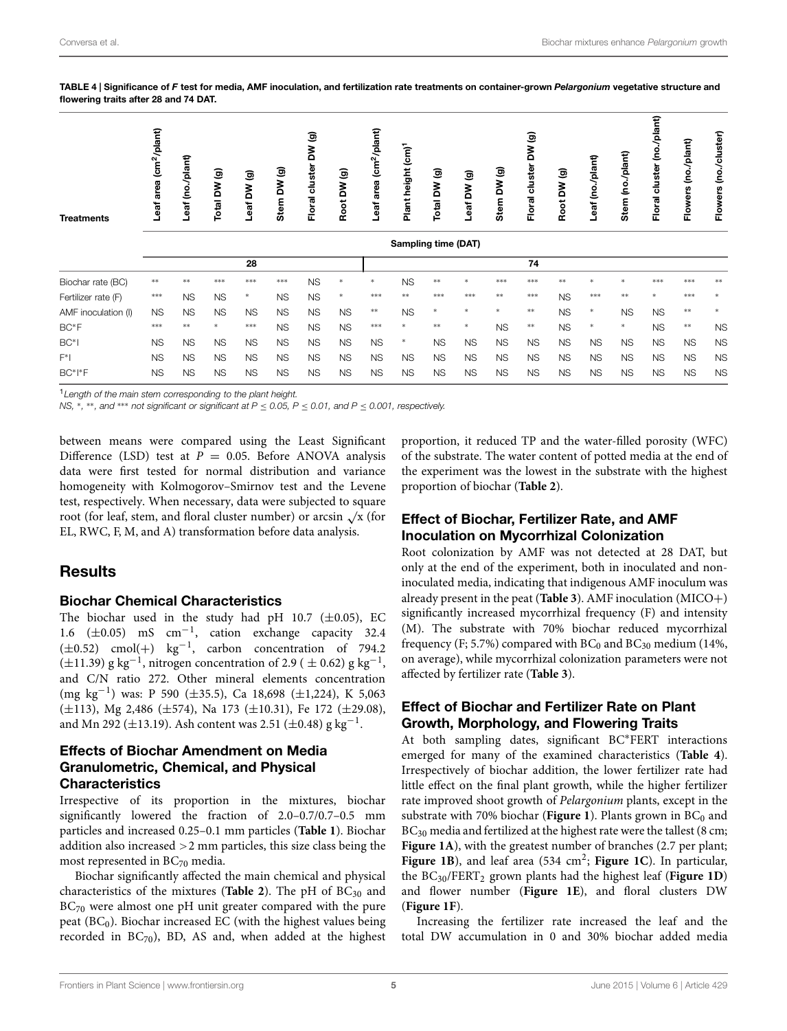**TABLE 4 | Significance of *F* test for media, AMF inoculation, and fertilization rate treatments on container-grown *Pelargonium* vegetative structure and flowering traits after 28 and 74 DAT.**

| Treatments | Leaf area (cm²/plant) | Leaf (no./plant) | Total DW (g) | Leaf DW (g) | Stem DW (g) | Floral cluster DW (g) | Root DW (g) | Leaf area (cm²/plant) | Plant height (cm)[1] | Total DW (g) | Leaf DW (g) | Stem DW (g) | Floral cluster DW (g) | Root DW (g) | Leaf (no./plant) | Stem (no./plant) | Floral cluster (no./plant) | Flowers (no./plant) | Flowers (no./cluster) |
|---|---|---|---|---|---|---|---|---|---|---|---|---|---|---|---|---|---|---|---|
| | Sampling time (DAT) | | | | | | | | | | | | | | | | | | |
| | 28 | | | | | | | 74 | | | | | | | | | | | |
| Biochar rate (BC) | ** | ** | *** | *** | *** | NS | * | * | NS | ** | * | *** | *** | ** | * | * | *** | *** | ** |
| Fertilizer rate (F) | *** | NS | NS | * | NS | NS | * | *** | ** | *** | *** | ** | *** | NS | *** | ** | * | *** | * |
| AMF inoculation (I) | NS | NS | NS | NS | NS | NS | NS | ** | NS | * | * | * | ** | NS | * | NS | NS | ** | * |
| BC*F | *** | ** | * | *** | NS | NS | NS | *** | * | ** | * | NS | ** | NS | * | * | NS | ** | NS |
| BC*I | NS | NS | NS | NS | NS | NS | NS | NS | * | NS | NS | NS | NS | NS | NS | NS | NS | NS | NS |
| F*I | NS | NS | NS | NS | NS | NS | NS | NS | NS | NS | NS | NS | NS | NS | NS | NS | NS | NS | NS |
| BC*I*F | NS | NS | NS | NS | NS | NS | NS | NS | NS | NS | NS | NS | NS | NS | NS | NS | NS | NS | NS |

[1]*Length of the main stem corresponding to the plant height.*

*NS, *, **, and *** not significant or significant at $P \leq 0.05$, $P \leq 0.01$, and $P \leq 0.001$, respectively.*

between means were compared using the Least Significant Difference (LSD) test at $P = 0.05$. Before ANOVA analysis data were first tested for normal distribution and variance homogeneity with Kolmogorov–Smirnov test and the Levene test, respectively. When necessary, data were subjected to square root (for leaf, stem, and floral cluster number) or arcsin $\sqrt{x}$ (for EL, RWC, F, M, and A) transformation before data analysis.

## Results

### Biochar Chemical Characteristics

The biochar used in the study had pH 10.7 (±0.05), EC 1.6 (±0.05) mS $cm^{-1}$, cation exchange capacity 32.4 (±0.52) cmol(+) $kg^{-1}$, carbon concentration of 794.2 (±11.39) g $kg^{-1}$, nitrogen concentration of 2.9 ( ± 0.62) g $kg^{-1}$, and C/N ratio 272. Other mineral elements concentration (mg $kg^{-1}$) was: P 590 (±35.5), Ca 18,698 (±1,224), K 5,063 (±113), Mg 2,486 (±574), Na 173 (±10.31), Fe 172 (±29.08), and Mn 292 (±13.19). Ash content was 2.51 (±0.48) g $kg^{-1}$.

### Effects of Biochar Amendment on Media Granulometric, Chemical, and Physical Characteristics

Irrespective of its proportion in the mixtures, biochar significantly lowered the fraction of 2.0–0.7/0.7–0.5 mm particles and increased 0.25–0.1 mm particles (**Table 1**). Biochar addition also increased >2 mm particles, this size class being the most represented in $BC_{70}$ media.

Biochar significantly affected the main chemical and physical characteristics of the mixtures (**Table 2**). The pH of $BC_{30}$ and $BC_{70}$ were almost one pH unit greater compared with the pure peat ($BC_0$). Biochar increased EC (with the highest values being recorded in $BC_{70}$), BD, AS and, when added at the highest proportion, it reduced TP and the water-filled porosity (WFC) of the substrate. The water content of potted media at the end of the experiment was the lowest in the substrate with the highest proportion of biochar (**Table 2**).

### Effect of Biochar, Fertilizer Rate, and AMF Inoculation on Mycorrhizal Colonization

Root colonization by AMF was not detected at 28 DAT, but only at the end of the experiment, both in inoculated and non-inoculated media, indicating that indigenous AMF inoculum was already present in the peat (**Table 3**). AMF inoculation (MICO+) significantly increased mycorrhizal frequency (F) and intensity (M). The substrate with 70% biochar reduced mycorrhizal frequency (F; 5.7%) compared with $BC_0$ and $BC_{30}$ medium (14%, on average), while mycorrhizal colonization parameters were not affected by fertilizer rate (**Table 3**).

### Effect of Biochar and Fertilizer Rate on Plant Growth, Morphology, and Flowering Traits

At both sampling dates, significant BC*FERT interactions emerged for many of the examined characteristics (**Table 4**). Irrespectively of biochar addition, the lower fertilizer rate had little effect on the final plant growth, while the higher fertilizer rate improved shoot growth of *Pelargonium* plants, except in the substrate with 70% biochar (**Figure 1**). Plants grown in $BC_0$ and $BC_{30}$ media and fertilized at the highest rate were the tallest (8 cm; **Figure 1A**), with the greatest number of branches (2.7 per plant; **Figure 1B**), and leaf area (534 $cm^2$; **Figure 1C**). In particular, the $BC_{30}/FERT_2$ grown plants had the highest leaf (**Figure 1D**) and flower number (**Figure 1E**), and floral clusters DW (**Figure 1F**).

Increasing the fertilizer rate increased the leaf and the total DW accumulation in 0 and 30% biochar added media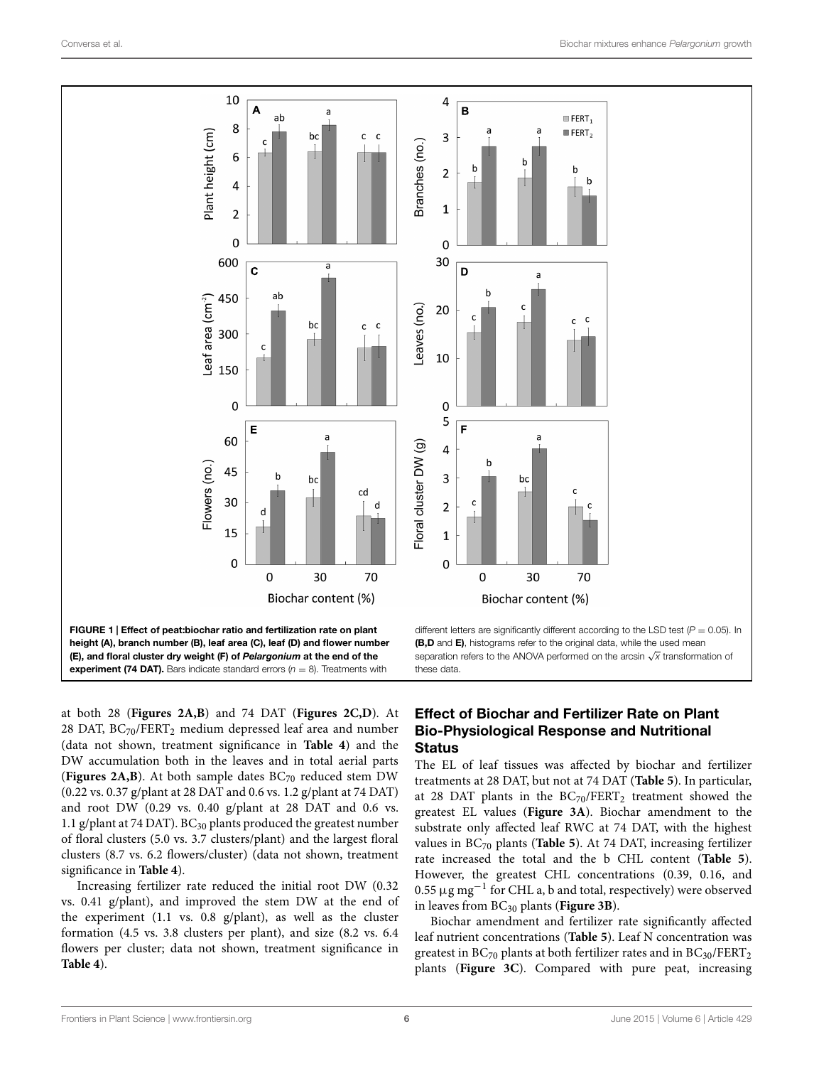**FIGURE 1 | Effect of peat:biochar ratio and fertilization rate on plant height (A), branch number (B), leaf area (C), leaf (D) and flower number (E), and floral cluster dry weight (F) of *Pelargonium* at the end of the experiment (74 DAT).** Bars indicate standard errors ($n = 8$). Treatments with different letters are significantly different according to the LSD test ($P = 0.05$). In **(B,D** and **E)**, histograms refer to the original data, while the used mean separation refers to the ANOVA performed on the arcsin $\sqrt{x}$ transformation of these data.

at both 28 (**Figures 2A,B**) and 74 DAT (**Figures 2C,D**). At 28 DAT, $BC_{70}/FERT_2$ medium depressed leaf area and number (data not shown, treatment significance in **Table 4**) and the DW accumulation both in the leaves and in total aerial parts (**Figures 2A,B**). At both sample dates $BC_{70}$ reduced stem DW (0.22 vs. 0.37 g/plant at 28 DAT and 0.6 vs. 1.2 g/plant at 74 DAT) and root DW (0.29 vs. 0.40 g/plant at 28 DAT and 0.6 vs. 1.1 g/plant at 74 DAT). $BC_{30}$ plants produced the greatest number of floral clusters (5.0 vs. 3.7 clusters/plant) and the largest floral clusters (8.7 vs. 6.2 flowers/cluster) (data not shown, treatment significance in **Table 4**).

Increasing fertilizer rate reduced the initial root DW (0.32 vs. 0.41 g/plant), and improved the stem DW at the end of the experiment (1.1 vs. 0.8 g/plant), as well as the cluster formation (4.5 vs. 3.8 clusters per plant), and size (8.2 vs. 6.4 flowers per cluster; data not shown, treatment significance in **Table 4**).

## Effect of Biochar and Fertilizer Rate on Plant Bio-Physiological Response and Nutritional Status

The EL of leaf tissues was affected by biochar and fertilizer treatments at 28 DAT, but not at 74 DAT (**Table 5**). In particular, at 28 DAT plants in the $BC_{70}/FERT_2$ treatment showed the greatest EL values (**Figure 3A**). Biochar amendment to the substrate only affected leaf RWC at 74 DAT, with the highest values in $BC_{70}$ plants (**Table 5**). At 74 DAT, increasing fertilizer rate increased the total and the b CHL content (**Table 5**). However, the greatest CHL concentrations (0.39, 0.16, and 0.55 $\mu g\ mg^{-1}$ for CHL a, b and total, respectively) were observed in leaves from $BC_{30}$ plants (**Figure 3B**).

Biochar amendment and fertilizer rate significantly affected leaf nutrient concentrations (**Table 5**). Leaf N concentration was greatest in $BC_{70}$ plants at both fertilizer rates and in $BC_{30}/FERT_2$ plants (**Figure 3C**). Compared with pure peat, increasing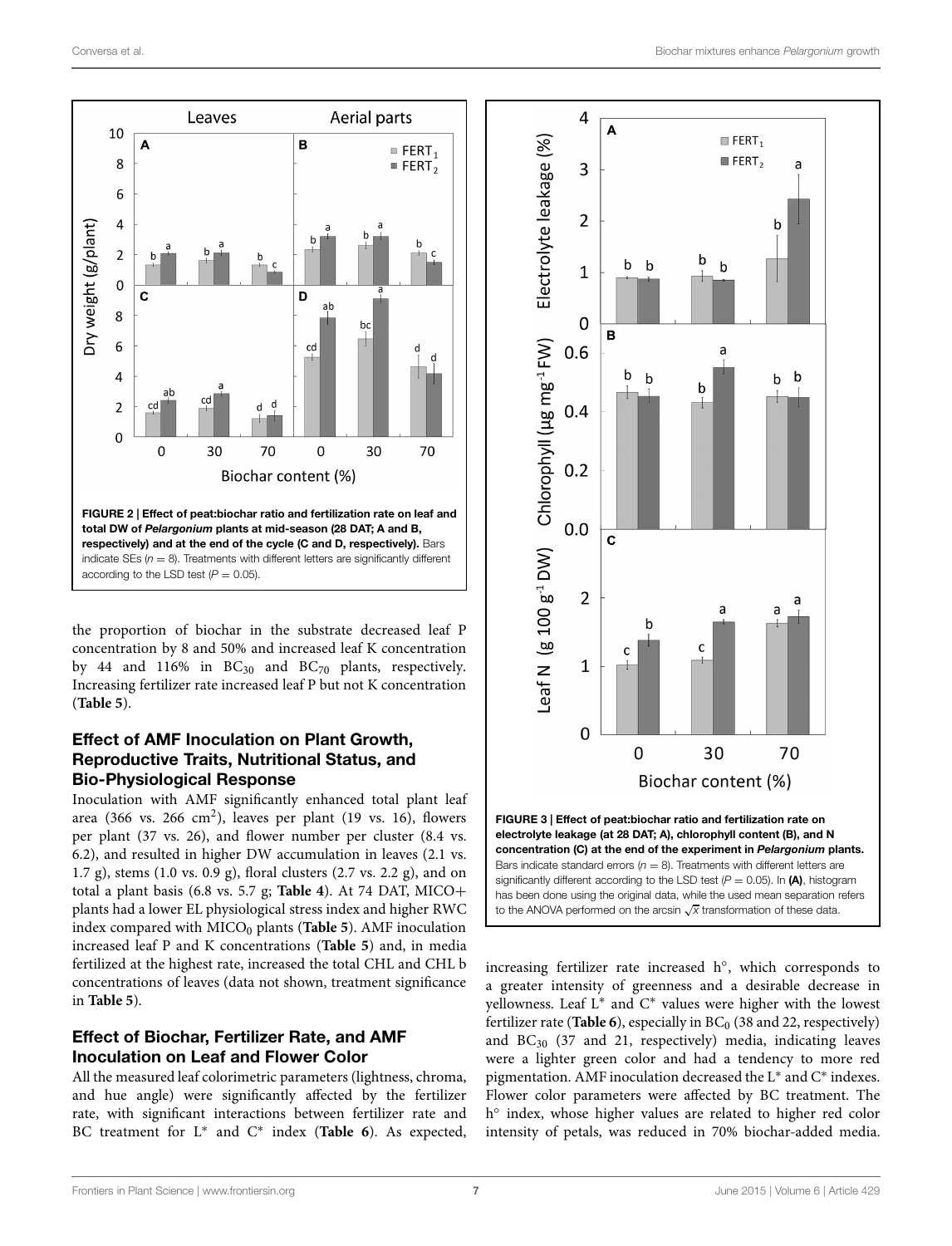FIGURE 2 | Effect of peat:biochar ratio and fertilization rate on leaf and total DW of *Pelargonium* plants at mid-season (28 DAT; A and B, respectively) and at the end of the cycle (C and D, respectively). Bars indicate SEs ($n = 8$). Treatments with different letters are significantly different according to the LSD test ($P = 0.05$).

the proportion of biochar in the substrate decreased leaf P concentration by 8 and 50% and increased leaf K concentration by 44 and 116% in $BC_{30}$ and $BC_{70}$ plants, respectively. Increasing fertilizer rate increased leaf P but not K concentration (**Table 5**).

### Effect of AMF Inoculation on Plant Growth, Reproductive Traits, Nutritional Status, and Bio-Physiological Response

Inoculation with AMF significantly enhanced total plant leaf area (366 vs. 266 $cm^2$), leaves per plant (19 vs. 16), flowers per plant (37 vs. 26), and flower number per cluster (8.4 vs. 6.2), and resulted in higher DW accumulation in leaves (2.1 vs. 1.7 g), stems (1.0 vs. 0.9 g), floral clusters (2.7 vs. 2.2 g), and on total a plant basis (6.8 vs. 5.7 g; **Table 4**). At 74 DAT, MICO+ plants had a lower EL physiological stress index and higher RWC index compared with $MICO_0$ plants (**Table 5**). AMF inoculation increased leaf P and K concentrations (**Table 5**) and, in media fertilized at the highest rate, increased the total CHL and CHL b concentrations of leaves (data not shown, treatment significance in **Table 5**).

### Effect of Biochar, Fertilizer Rate, and AMF Inoculation on Leaf and Flower Color

All the measured leaf colorimetric parameters (lightness, chroma, and hue angle) were significantly affected by the fertilizer rate, with significant interactions between fertilizer rate and BC treatment for L* and C* index (**Table 6**). As expected,

FIGURE 3 | Effect of peat:biochar ratio and fertilization rate on electrolyte leakage (at 28 DAT; A), chlorophyll content (B), and N concentration (C) at the end of the experiment in *Pelargonium* plants. Bars indicate standard errors ($n = 8$). Treatments with different letters are significantly different according to the LSD test ($P = 0.05$). In **(A)**, histogram has been done using the original data, while the used mean separation refers to the ANOVA performed on the arcsin $\sqrt{x}$ transformation of these data.

increasing fertilizer rate increased h°, which corresponds to a greater intensity of greenness and a desirable decrease in yellowness. Leaf L* and C* values were higher with the lowest fertilizer rate (**Table 6**), especially in $BC_0$ (38 and 22, respectively) and $BC_{30}$ (37 and 21, respectively) media, indicating leaves were a lighter green color and had a tendency to more red pigmentation. AMF inoculation decreased the L* and C* indexes. Flower color parameters were affected by BC treatment. The h° index, whose higher values are related to higher red color intensity of petals, was reduced in 70% biochar-added media.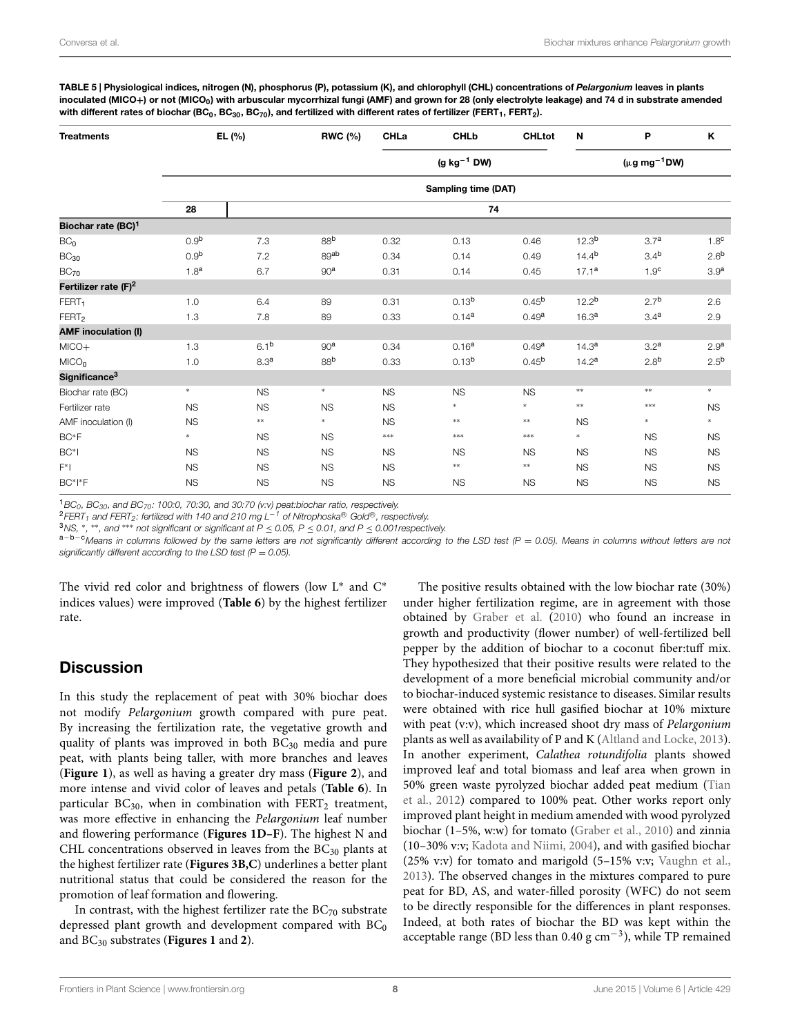**TABLE 5 | Physiological indices, nitrogen (N), phosphorus (P), potassium (K), and chlorophyll (CHL) concentrations of *Pelargonium* leaves in plants inoculated (MICO+) or not ($MICO_0$) with arbuscular mycorrhizal fungi (AMF) and grown for 28 (only electrolyte leakage) and 74 d in substrate amended with different rates of biochar ($BC_0$, $BC_{30}$, $BC_{70}$), and fertilized with different rates of fertilizer ($FERT_1$, $FERT_2$).**

| Treatments | EL (%) | | RWC (%) | CHLa | CHLb | CHLtot | N | P | K |
|---|---|---|---|---|---|---|---|---|---|
| | | | | ($g\ kg^{-1}$ DW) | | | ($\mu g\ mg^{-1}$DW) | | |
| | Sampling time (DAT) | | | | | | | | |
| | 28 | 74 | | | | | | | |
| **Biochar rate (BC)[1]** | | | | | | | | | |
| $BC_0$ | $0.9^b$ | 7.3 | $88^b$ | 0.32 | 0.13 | 0.46 | $12.3^b$ | $3.7^a$ | $1.8^c$ |
| $BC_{30}$ | $0.9^b$ | 7.2 | $89^{ab}$ | 0.34 | 0.14 | 0.49 | $14.4^b$ | $3.4^b$ | $2.6^b$ |
| $BC_{70}$ | $1.8^a$ | 6.7 | $90^a$ | 0.31 | 0.14 | 0.45 | $17.1^a$ | $1.9^c$ | $3.9^a$ |
| **Fertilizer rate (F)[2]** | | | | | | | | | |
| $FERT_1$ | 1.0 | 6.4 | 89 | 0.31 | $0.13^b$ | $0.45^b$ | $12.2^b$ | $2.7^b$ | 2.6 |
| $FERT_2$ | 1.3 | 7.8 | 89 | 0.33 | $0.14^a$ | $0.49^a$ | $16.3^a$ | $3.4^a$ | 2.9 |
| **AMF inoculation (I)** | | | | | | | | | |
| MICO+ | 1.3 | $6.1^b$ | $90^a$ | 0.34 | $0.16^a$ | $0.49^a$ | $14.3^a$ | $3.2^a$ | $2.9^a$ |
| $MICO_0$ | 1.0 | $8.3^a$ | $88^b$ | 0.33 | $0.13^b$ | $0.45^b$ | $14.2^a$ | $2.8^b$ | $2.5^b$ |
| **Significance[3]** | | | | | | | | | |
| Biochar rate (BC) | * | NS | * | NS | NS | NS | ** | ** | * |
| Fertilizer rate | NS | NS | NS | NS | * | * | ** | *** | NS |
| AMF inoculation (I) | NS | ** | * | NS | ** | ** | NS | * | * |
| BC*F | * | NS | NS | *** | *** | *** | * | NS | NS |
| BC*I | NS | NS | NS | NS | NS | NS | NS | NS | NS |
| F*I | NS | NS | NS | NS | ** | ** | NS | NS | NS |
| BC*I*F | NS | NS | NS | NS | NS | NS | NS | NS | NS |

[1] *$BC_0$, $BC_{30}$, and $BC_{70}$: 100:0, 70:30, and 30:70 (v:v) peat:biochar ratio, respectively.*
[2] *$FERT_1$ and $FERT_2$: fertilized with 140 and 210 mg $L^{-1}$ of Nitrophoska® Gold®, respectively.*
[3] *NS, *, **, and *** not significant or significant at $P \leq 0.05$, $P \leq 0.01$, and $P \leq 0.001$respectively.*
[a–b–c] *Means in columns followed by the same letters are not significantly different according to the LSD test ($P = 0.05$). Means in columns without letters are not significantly different according to the LSD test ($P = 0.05$).*

The vivid red color and brightness of flowers (low L* and C* indices values) were improved (**Table 6**) by the highest fertilizer rate.

## Discussion

In this study the replacement of peat with 30% biochar does not modify *Pelargonium* growth compared with pure peat. By increasing the fertilization rate, the vegetative growth and quality of plants was improved in both $BC_{30}$ media and pure peat, with plants being taller, with more branches and leaves (**Figure 1**), as well as having a greater dry mass (**Figure 2**), and more intense and vivid color of leaves and petals (**Table 6**). In particular $BC_{30}$, when in combination with $FERT_2$ treatment, was more effective in enhancing the *Pelargonium* leaf number and flowering performance (**Figures 1D–F**). The highest N and CHL concentrations observed in leaves from the $BC_{30}$ plants at the highest fertilizer rate (**Figures 3B,C**) underlines a better plant nutritional status that could be considered the reason for the promotion of leaf formation and flowering.

In contrast, with the highest fertilizer rate the $BC_{70}$ substrate depressed plant growth and development compared with $BC_0$ and $BC_{30}$ substrates (**Figures 1** and **2**).

The positive results obtained with the low biochar rate (30%) under higher fertilization regime, are in agreement with those obtained by Graber et al. (2010) who found an increase in growth and productivity (flower number) of well-fertilized bell pepper by the addition of biochar to a coconut fiber:tuff mix. They hypothesized that their positive results were related to the development of a more beneficial microbial community and/or to biochar-induced systemic resistance to diseases. Similar results were obtained with rice hull gasified biochar at 10% mixture with peat (v:v), which increased shoot dry mass of *Pelargonium* plants as well as availability of P and K (Altland and Locke, 2013). In another experiment, *Calathea rotundifolia* plants showed improved leaf and total biomass and leaf area when grown in 50% green waste pyrolyzed biochar added peat medium (Tian et al., 2012) compared to 100% peat. Other works report only improved plant height in medium amended with wood pyrolyzed biochar (1–5%, w:w) for tomato (Graber et al., 2010) and zinnia (10–30% v:v; Kadota and Niimi, 2004), and with gasified biochar (25% v:v) for tomato and marigold (5–15% v:v; Vaughn et al., 2013). The observed changes in the mixtures compared to pure peat for BD, AS, and water-filled porosity (WFC) do not seem to be directly responsible for the differences in plant responses. Indeed, at both rates of biochar the BD was kept within the acceptable range (BD less than 0.40 g $cm^{-3}$), while TP remained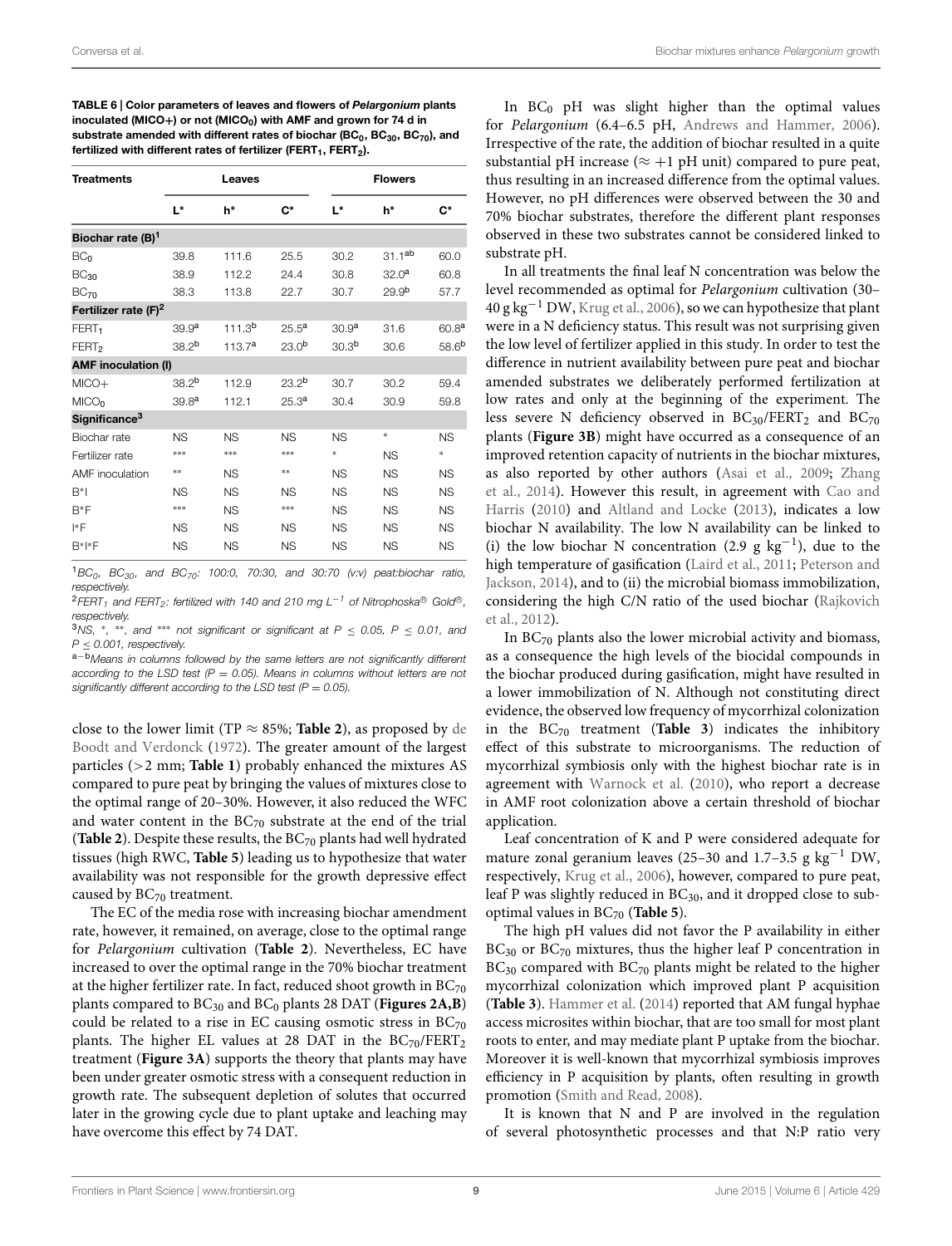**TABLE 6 | Color parameters of leaves and flowers of *Pelargonium* plants inoculated (MICO+) or not ($MICO_0$) with AMF and grown for 74 d in substrate amended with different rates of biochar ($BC_0$, $BC_{30}$, $BC_{70}$), and fertilized with different rates of fertilizer ($FERT_1$, $FERT_2$).**

| Treatments | Leaves | | | Flowers | | |
|---|---|---|---|---|---|---|
| | L* | h* | C* | L* | h* | C* |
| **Biochar rate (B)**[1] | | | | | | |
| $BC_0$ | 39.8 | 111.6 | 25.5 | 30.2 | 31.1[ab] | 60.0 |
| $BC_{30}$ | 38.9 | 112.2 | 24.4 | 30.8 | 32.0[a] | 60.8 |
| $BC_{70}$ | 38.3 | 113.8 | 22.7 | 30.7 | 29.9[b] | 57.7 |
| **Fertilizer rate (F)**[2] | | | | | | |
| $FERT_1$ | 39.9[a] | 111.3[b] | 25.5[a] | 30.9[a] | 31.6 | 60.8[a] |
| $FERT_2$ | 38.2[b] | 113.7[a] | 23.0[b] | 30.3[b] | 30.6 | 58.6[b] |
| **AMF inoculation (I)** | | | | | | |
| MICO+ | 38.2[b] | 112.9 | 23.2[b] | 30.7 | 30.2 | 59.4 |
| $MICO_0$ | 39.8[a] | 112.1 | 25.3[a] | 30.4 | 30.9 | 59.8 |
| **Significance**[3] | | | | | | |
| Biochar rate | NS | NS | NS | NS | * | NS |
| Fertilizer rate | *** | *** | *** | * | NS | * |
| AMF inoculation | ** | NS | ** | NS | NS | NS |
| B*I | NS | NS | NS | NS | NS | NS |
| B*F | *** | NS | *** | NS | NS | NS |
| I*F | NS | NS | NS | NS | NS | NS |
| B*I*F | NS | NS | NS | NS | NS | NS |

[1] *$BC_0$, $BC_{30}$, and $BC_{70}$: 100:0, 70:30, and 30:70 (v:v) peat:biochar ratio, respectively.*

[2] *$FERT_1$ and $FERT_2$: fertilized with 140 and 210 mg $L^{-1}$ of Nitrophoska® Gold®, respectively.*

[3] *NS, *, **, and *** not significant or significant at $P \leq 0.05$, $P \leq 0.01$, and $P \leq 0.001$, respectively.*

[a–b] *Means in columns followed by the same letters are not significantly different according to the LSD test (P = 0.05). Means in columns without letters are not significantly different according to the LSD test (P = 0.05).*

close to the lower limit (TP ≈ 85%; **Table 2**), as proposed by de Boodt and Verdonck (1972). The greater amount of the largest particles (>2 mm; **Table 1**) probably enhanced the mixtures AS compared to pure peat by bringing the values of mixtures close to the optimal range of 20–30%. However, it also reduced the WFC and water content in the $BC_{70}$ substrate at the end of the trial (**Table 2**). Despite these results, the $BC_{70}$ plants had well hydrated tissues (high RWC, **Table 5**) leading us to hypothesize that water availability was not responsible for the growth depressive effect caused by $BC_{70}$ treatment.

The EC of the media rose with increasing biochar amendment rate, however, it remained, on average, close to the optimal range for *Pelargonium* cultivation (**Table 2**). Nevertheless, EC have increased to over the optimal range in the 70% biochar treatment at the higher fertilizer rate. In fact, reduced shoot growth in $BC_{70}$ plants compared to $BC_{30}$ and $BC_0$ plants 28 DAT (**Figures 2A,B**) could be related to a rise in EC causing osmotic stress in $BC_{70}$ plants. The higher EL values at 28 DAT in the $BC_{70}/FERT_2$ treatment (**Figure 3A**) supports the theory that plants may have been under greater osmotic stress with a consequent reduction in growth rate. The subsequent depletion of solutes that occurred later in the growing cycle due to plant uptake and leaching may have overcome this effect by 74 DAT.

In $BC_0$ pH was slight higher than the optimal values for *Pelargonium* (6.4–6.5 pH, Andrews and Hammer, 2006). Irrespective of the rate, the addition of biochar resulted in a quite substantial pH increase (≈ +1 pH unit) compared to pure peat, thus resulting in an increased difference from the optimal values. However, no pH differences were observed between the 30 and 70% biochar substrates, therefore the different plant responses observed in these two substrates cannot be considered linked to substrate pH.

In all treatments the final leaf N concentration was below the level recommended as optimal for *Pelargonium* cultivation (30–40 g $kg^{-1}$ DW, Krug et al., 2006), so we can hypothesize that plant were in a N deficiency status. This result was not surprising given the low level of fertilizer applied in this study. In order to test the difference in nutrient availability between pure peat and biochar amended substrates we deliberately performed fertilization at low rates and only at the beginning of the experiment. The less severe N deficiency observed in $BC_{30}/FERT_2$ and $BC_{70}$ plants (**Figure 3B**) might have occurred as a consequence of an improved retention capacity of nutrients in the biochar mixtures, as also reported by other authors (Asai et al., 2009; Zhang et al., 2014). However this result, in agreement with Cao and Harris (2010) and Altland and Locke (2013), indicates a low biochar N availability. The low N availability can be linked to (i) the low biochar N concentration (2.9 g $kg^{-1}$), due to the high temperature of gasification (Laird et al., 2011; Peterson and Jackson, 2014), and to (ii) the microbial biomass immobilization, considering the high C/N ratio of the used biochar (Rajkovich et al., 2012).

In $BC_{70}$ plants also the lower microbial activity and biomass, as a consequence the high levels of the biocidal compounds in the biochar produced during gasification, might have resulted in a lower immobilization of N. Although not constituting direct evidence, the observed low frequency of mycorrhizal colonization in the $BC_{70}$ treatment (**Table 3**) indicates the inhibitory effect of this substrate to microorganisms. The reduction of mycorrhizal symbiosis only with the highest biochar rate is in agreement with Warnock et al. (2010), who report a decrease in AMF root colonization above a certain threshold of biochar application.

Leaf concentration of K and P were considered adequate for mature zonal geranium leaves (25–30 and 1.7–3.5 g $kg^{-1}$ DW, respectively, Krug et al., 2006), however, compared to pure peat, leaf P was slightly reduced in $BC_{30}$, and it dropped close to sub-optimal values in $BC_{70}$ (**Table 5**).

The high pH values did not favor the P availability in either $BC_{30}$ or $BC_{70}$ mixtures, thus the higher leaf P concentration in $BC_{30}$ compared with $BC_{70}$ plants might be related to the higher mycorrhizal colonization which improved plant P acquisition (**Table 3**). Hammer et al. (2014) reported that AM fungal hyphae access microsites within biochar, that are too small for most plant roots to enter, and may mediate plant P uptake from the biochar. Moreover it is well-known that mycorrhizal symbiosis improves efficiency in P acquisition by plants, often resulting in growth promotion (Smith and Read, 2008).

It is known that N and P are involved in the regulation of several photosynthetic processes and that N:P ratio very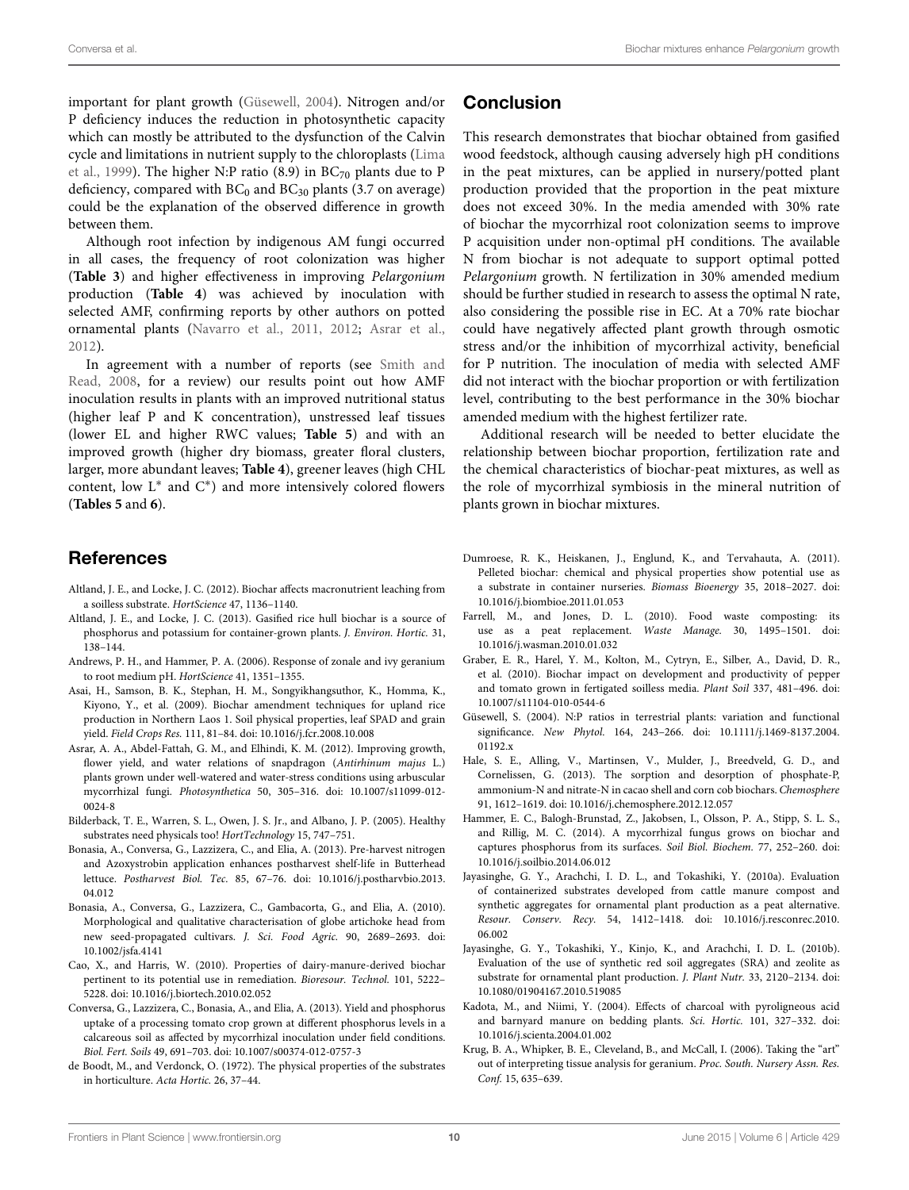important for plant growth (Güsewell, 2004). Nitrogen and/or P deficiency induces the reduction in photosynthetic capacity which can mostly be attributed to the dysfunction of the Calvin cycle and limitations in nutrient supply to the chloroplasts (Lima et al., 1999). The higher N:P ratio (8.9) in $BC_{70}$ plants due to P deficiency, compared with $BC_0$ and $BC_{30}$ plants (3.7 on average) could be the explanation of the observed difference in growth between them.

Although root infection by indigenous AM fungi occurred in all cases, the frequency of root colonization was higher (**Table 3**) and higher effectiveness in improving *Pelargonium* production (**Table 4**) was achieved by inoculation with selected AMF, confirming reports by other authors on potted ornamental plants (Navarro et al., 2011, 2012; Asrar et al., 2012).

In agreement with a number of reports (see Smith and Read, 2008, for a review) our results point out how AMF inoculation results in plants with an improved nutritional status (higher leaf P and K concentration), unstressed leaf tissues (lower EL and higher RWC values; **Table 5**) and with an improved growth (higher dry biomass, greater floral clusters, larger, more abundant leaves; **Table 4**), greener leaves (high CHL content, low $L^*$ and $C^*$) and more intensively colored flowers (**Tables 5** and **6**).

## Conclusion

This research demonstrates that biochar obtained from gasified wood feedstock, although causing adversely high pH conditions in the peat mixtures, can be applied in nursery/potted plant production provided that the proportion in the peat mixture does not exceed 30%. In the media amended with 30% rate of biochar the mycorrhizal root colonization seems to improve P acquisition under non-optimal pH conditions. The available N from biochar is not adequate to support optimal potted *Pelargonium* growth. N fertilization in 30% amended medium should be further studied in research to assess the optimal N rate, also considering the possible rise in EC. At a 70% rate biochar could have negatively affected plant growth through osmotic stress and/or the inhibition of mycorrhizal activity, beneficial for P nutrition. The inoculation of media with selected AMF did not interact with the biochar proportion or with fertilization level, contributing to the best performance in the 30% biochar amended medium with the highest fertilizer rate.

Additional research will be needed to better elucidate the relationship between biochar proportion, fertilization rate and the chemical characteristics of biochar-peat mixtures, as well as the role of mycorrhizal symbiosis in the mineral nutrition of plants grown in biochar mixtures.

## References

Altland, J. E., and Locke, J. C. (2012). Biochar affects macronutrient leaching from a soilless substrate. *HortScience* 47, 1136–1140.

Altland, J. E., and Locke, J. C. (2013). Gasified rice hull biochar is a source of phosphorus and potassium for container-grown plants. *J. Environ. Hortic.* 31, 138–144.

Andrews, P. H., and Hammer, P. A. (2006). Response of zonale and ivy geranium to root medium pH. *HortScience* 41, 1351–1355.

Asai, H., Samson, B. K., Stephan, H. M., Songyikhangsuthor, K., Homma, K., Kiyono, Y., et al. (2009). Biochar amendment techniques for upland rice production in Northern Laos 1. Soil physical properties, leaf SPAD and grain yield. *Field Crops Res.* 111, 81–84. doi: 10.1016/j.fcr.2008.10.008

Asrar, A. A., Abdel-Fattah, G. M., and Elhindi, K. M. (2012). Improving growth, flower yield, and water relations of snapdragon (*Antirhinum majus* L.) plants grown under well-watered and water-stress conditions using arbuscular mycorrhizal fungi. *Photosynthetica* 50, 305–316. doi: 10.1007/s11099-012-0024-8

Bilderback, T. E., Warren, S. L., Owen, J. S. Jr., and Albano, J. P. (2005). Healthy substrates need physicals too! *HortTechnology* 15, 747–751.

Bonasia, A., Conversa, G., Lazzizera, C., and Elia, A. (2013). Pre-harvest nitrogen and Azoxystrobin application enhances postharvest shelf-life in Butterhead lettuce. *Postharvest Biol. Tec.* 85, 67–76. doi: 10.1016/j.postharvbio.2013.04.012

Bonasia, A., Conversa, G., Lazzizera, C., Gambacorta, G., and Elia, A. (2010). Morphological and qualitative characterisation of globe artichoke head from new seed-propagated cultivars. *J. Sci. Food Agric.* 90, 2689–2693. doi: 10.1002/jsfa.4141

Cao, X., and Harris, W. (2010). Properties of dairy-manure-derived biochar pertinent to its potential use in remediation. *Bioresour. Technol.* 101, 5222–5228. doi: 10.1016/j.biortech.2010.02.052

Conversa, G., Lazzizera, C., Bonasia, A., and Elia, A. (2013). Yield and phosphorus uptake of a processing tomato crop grown at different phosphorus levels in a calcareous soil as affected by mycorrhizal inoculation under field conditions. *Biol. Fert. Soils* 49, 691–703. doi: 10.1007/s00374-012-0757-3

de Boodt, M., and Verdonck, O. (1972). The physical properties of the substrates in horticulture. *Acta Hortic.* 26, 37–44.

Dumroese, R. K., Heiskanen, J., Englund, K., and Tervahauta, A. (2011). Pelleted biochar: chemical and physical properties show potential use as a substrate in container nurseries. *Biomass Bioenergy* 35, 2018–2027. doi: 10.1016/j.biombioe.2011.01.053

Farrell, M., and Jones, D. L. (2010). Food waste composting: its use as a peat replacement. *Waste Manage.* 30, 1495–1501. doi: 10.1016/j.wasman.2010.01.032

Graber, E. R., Harel, Y. M., Kolton, M., Cytryn, E., Silber, A., David, D. R., et al. (2010). Biochar impact on development and productivity of pepper and tomato grown in fertigated soilless media. *Plant Soil* 337, 481–496. doi: 10.1007/s11104-010-0544-6

Güsewell, S. (2004). N:P ratios in terrestrial plants: variation and functional significance. *New Phytol.* 164, 243–266. doi: 10.1111/j.1469-8137.2004.01192.x

Hale, S. E., Alling, V., Martinsen, V., Mulder, J., Breedveld, G. D., and Cornelissen, G. (2013). The sorption and desorption of phosphate-P, ammonium-N and nitrate-N in cacao shell and corn cob biochars. *Chemosphere* 91, 1612–1619. doi: 10.1016/j.chemosphere.2012.12.057

Hammer, E. C., Balogh-Brunstad, Z., Jakobsen, I., Olsson, P. A., Stipp, S. L. S., and Rillig, M. C. (2014). A mycorrhizal fungus grows on biochar and captures phosphorus from its surfaces. *Soil Biol. Biochem.* 77, 252–260. doi: 10.1016/j.soilbio.2014.06.012

Jayasinghe, G. Y., Arachchi, I. D. L., and Tokashiki, Y. (2010a). Evaluation of containerized substrates developed from cattle manure compost and synthetic aggregates for ornamental plant production as a peat alternative. *Resour. Conserv. Recy.* 54, 1412–1418. doi: 10.1016/j.resconrec.2010.06.002

Jayasinghe, G. Y., Tokashiki, Y., Kinjo, K., and Arachchi, I. D. L. (2010b). Evaluation of the use of synthetic red soil aggregates (SRA) and zeolite as substrate for ornamental plant production. *J. Plant Nutr.* 33, 2120–2134. doi: 10.1080/01904167.2010.519085

Kadota, M., and Niimi, Y. (2004). Effects of charcoal with pyroligneous acid and barnyard manure on bedding plants. *Sci. Hortic.* 101, 327–332. doi: 10.1016/j.scienta.2004.01.002

Krug, B. A., Whipker, B. E., Cleveland, B., and McCall, I. (2006). Taking the "art" out of interpreting tissue analysis for geranium. *Proc. South. Nursery Assn. Res. Conf.* 15, 635–639.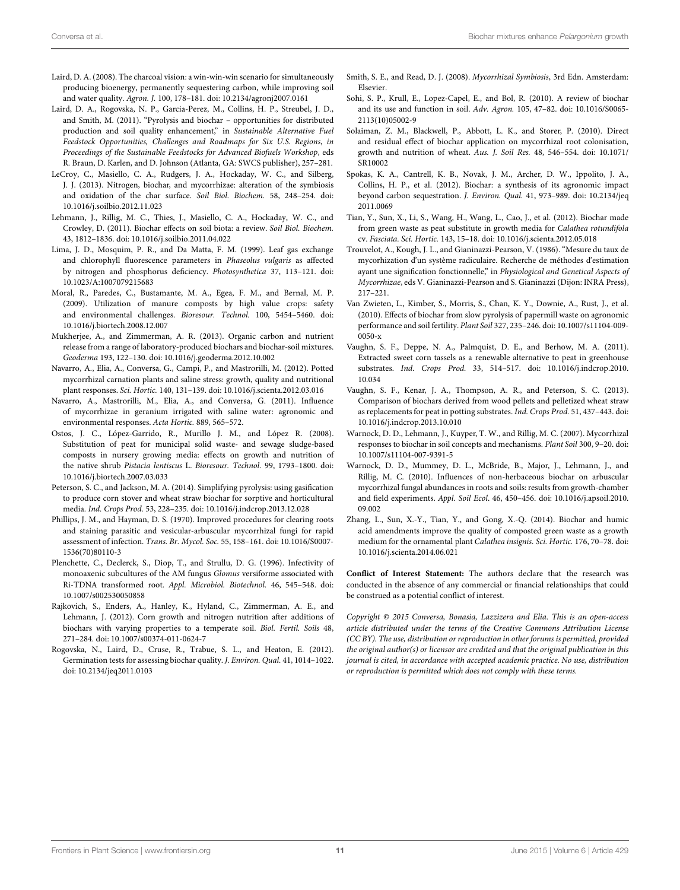Laird, D. A. (2008). The charcoal vision: a win-win-win scenario for simultaneously producing bioenergy, permanently sequestering carbon, while improving soil and water quality. *Agron. J.* 100, 178–181. doi: 10.2134/agronj2007.0161

Laird, D. A., Rogovska, N. P., Garcia-Perez, M., Collins, H. P., Streubel, J. D., and Smith, M. (2011). "Pyrolysis and biochar – opportunities for distributed production and soil quality enhancement," in *Sustainable Alternative Fuel Feedstock Opportunities, Challenges and Roadmaps for Six U.S. Regions, in Proceedings of the Sustainable Feedstocks for Advanced Biofuels Workshop*, eds R. Braun, D. Karlen, and D. Johnson (Atlanta, GA: SWCS publisher), 257–281.

LeCroy, C., Masiello, C. A., Rudgers, J. A., Hockaday, W. C., and Silberg, J. J. (2013). Nitrogen, biochar, and mycorrhizae: alteration of the symbiosis and oxidation of the char surface. *Soil Biol. Biochem.* 58, 248–254. doi: 10.1016/j.soilbio.2012.11.023

Lehmann, J., Rillig, M. C., Thies, J., Masiello, C. A., Hockaday, W. C., and Crowley, D. (2011). Biochar effects on soil biota: a review. *Soil Biol. Biochem.* 43, 1812–1836. doi: 10.1016/j.soilbio.2011.04.022

Lima, J. D., Mosquim, P. R., and Da Matta, F. M. (1999). Leaf gas exchange and chlorophyll fluorescence parameters in *Phaseolus vulgaris* as affected by nitrogen and phosphorus deficiency. *Photosynthetica* 37, 113–121. doi: 10.1023/A:1007079215683

Moral, R., Paredes, C., Bustamante, M. A., Egea, F. M., and Bernal, M. P. (2009). Utilization of manure composts by high value crops: safety and environmental challenges. *Bioresour. Technol.* 100, 5454–5460. doi: 10.1016/j.biortech.2008.12.007

Mukherjee, A., and Zimmerman, A. R. (2013). Organic carbon and nutrient release from a range of laboratory-produced biochars and biochar-soil mixtures. *Geoderma* 193, 122–130. doi: 10.1016/j.geoderma.2012.10.002

Navarro, A., Elia, A., Conversa, G., Campi, P., and Mastrorilli, M. (2012). Potted mycorrhizal carnation plants and saline stress: growth, quality and nutritional plant responses. *Sci. Hortic.* 140, 131–139. doi: 10.1016/j.scienta.2012.03.016

Navarro, A., Mastrorilli, M., Elia, A., and Conversa, G. (2011). Influence of mycorrhizae in geranium irrigated with saline water: agronomic and environmental responses. *Acta Hortic.* 889, 565–572.

Ostos, J. C., López-Garrido, R., Murillo J. M., and López R. (2008). Substitution of peat for municipal solid waste- and sewage sludge-based composts in nursery growing media: effects on growth and nutrition of the native shrub *Pistacia lentiscus* L. *Bioresour. Technol.* 99, 1793–1800. doi: 10.1016/j.biortech.2007.03.033

Peterson, S. C., and Jackson, M. A. (2014). Simplifying pyrolysis: using gasification to produce corn stover and wheat straw biochar for sorptive and horticultural media. *Ind. Crops Prod.* 53, 228–235. doi: 10.1016/j.indcrop.2013.12.028

Phillips, J. M., and Hayman, D. S. (1970). Improved procedures for clearing roots and staining parasitic and vesicular-arbuscular mycorrhizal fungi for rapid assessment of infection. *Trans. Br. Mycol. Soc.* 55, 158–161. doi: 10.1016/S0007-1536(70)80110-3

Plenchette, C., Declerck, S., Diop, T., and Strullu, D. G. (1996). Infectivity of monoaxenic subcultures of the AM fungus *Glomus* versiforme associated with Ri-TDNA transformed root. *Appl. Microbiol. Biotechnol.* 46, 545–548. doi: 10.1007/s002530050858

Rajkovich, S., Enders, A., Hanley, K., Hyland, C., Zimmerman, A. E., and Lehmann, J. (2012). Corn growth and nitrogen nutrition after additions of biochars with varying properties to a temperate soil. *Biol. Fertil. Soils* 48, 271–284. doi: 10.1007/s00374-011-0624-7

Rogovska, N., Laird, D., Cruse, R., Trabue, S. L., and Heaton, E. (2012). Germination tests for assessing biochar quality. *J. Environ. Qual.* 41, 1014–1022. doi: 10.2134/jeq2011.0103

Smith, S. E., and Read, D. J. (2008). *Mycorrhizal Symbiosis*, 3rd Edn. Amsterdam: Elsevier.

Sohi, S. P., Krull, E., Lopez-Capel, E., and Bol, R. (2010). A review of biochar and its use and function in soil. *Adv. Agron.* 105, 47–82. doi: 10.1016/S0065-2113(10)05002-9

Solaiman, Z. M., Blackwell, P., Abbott, L. K., and Storer, P. (2010). Direct and residual effect of biochar application on mycorrhizal root colonisation, growth and nutrition of wheat. *Aus. J. Soil Res.* 48, 546–554. doi: 10.1071/SR10002

Spokas, K. A., Cantrell, K. B., Novak, J. M., Archer, D. W., Ippolito, J. A., Collins, H. P., et al. (2012). Biochar: a synthesis of its agronomic impact beyond carbon sequestration. *J. Environ. Qual.* 41, 973–989. doi: 10.2134/jeq2011.0069

Tian, Y., Sun, X., Li, S., Wang, H., Wang, L., Cao, J., et al. (2012). Biochar made from green waste as peat substitute in growth media for *Calathea rotundifola* cv. *Fasciata. Sci. Hortic.* 143, 15–18. doi: 10.1016/j.scienta.2012.05.018

Trouvelot, A., Kough, J. L., and Gianinazzi-Pearson, V. (1986). "Mesure du taux de mycorhization d'un système radiculaire. Recherche de méthodes d'estimation ayant une signification fonctionnelle," in *Physiological and Genetical Aspects of Mycorrhizae*, eds V. Gianinazzi-Pearson and S. Gianinazzi (Dijon: INRA Press), 217–221.

Van Zwieten, L., Kimber, S., Morris, S., Chan, K. Y., Downie, A., Rust, J., et al. (2010). Effects of biochar from slow pyrolysis of papermill waste on agronomic performance and soil fertility. *Plant Soil* 327, 235–246. doi: 10.1007/s11104-009-0050-x

Vaughn, S. F., Deppe, N. A., Palmquist, D. E., and Berhow, M. A. (2011). Extracted sweet corn tassels as a renewable alternative to peat in greenhouse substrates. *Ind. Crops Prod.* 33, 514–517. doi: 10.1016/j.indcrop.2010.10.034

Vaughn, S. F., Kenar, J. A., Thompson, A. R., and Peterson, S. C. (2013). Comparison of biochars derived from wood pellets and pelletized wheat straw as replacements for peat in potting substrates. *Ind. Crops Prod.* 51, 437–443. doi: 10.1016/j.indcrop.2013.10.010

Warnock, D. D., Lehmann, J., Kuyper, T. W., and Rillig, M. C. (2007). Mycorrhizal responses to biochar in soil concepts and mechanisms. *Plant Soil* 300, 9–20. doi: 10.1007/s11104-007-9391-5

Warnock, D. D., Mummey, D. L., McBride, B., Major, J., Lehmann, J., and Rillig, M. C. (2010). Influences of non-herbaceous biochar on arbuscular mycorrhizal fungal abundances in roots and soils: results from growth-chamber and field experiments. *Appl. Soil Ecol.* 46, 450–456. doi: 10.1016/j.apsoil.2010.09.002

Zhang, L., Sun, X.-Y., Tian, Y., and Gong, X.-Q. (2014). Biochar and humic acid amendments improve the quality of composted green waste as a growth medium for the ornamental plant *Calathea insignis*. *Sci. Hortic.* 176, 70–78. doi: 10.1016/j.scienta.2014.06.021

**Conflict of Interest Statement:** The authors declare that the research was conducted in the absence of any commercial or financial relationships that could be construed as a potential conflict of interest.

*Copyright © 2015 Conversa, Bonasia, Lazzizera and Elia. This is an open-access article distributed under the terms of the Creative Commons Attribution License (CC BY). The use, distribution or reproduction in other forums is permitted, provided the original author(s) or licensor are credited and that the original publication in this journal is cited, in accordance with accepted academic practice. No use, distribution or reproduction is permitted which does not comply with these terms.*